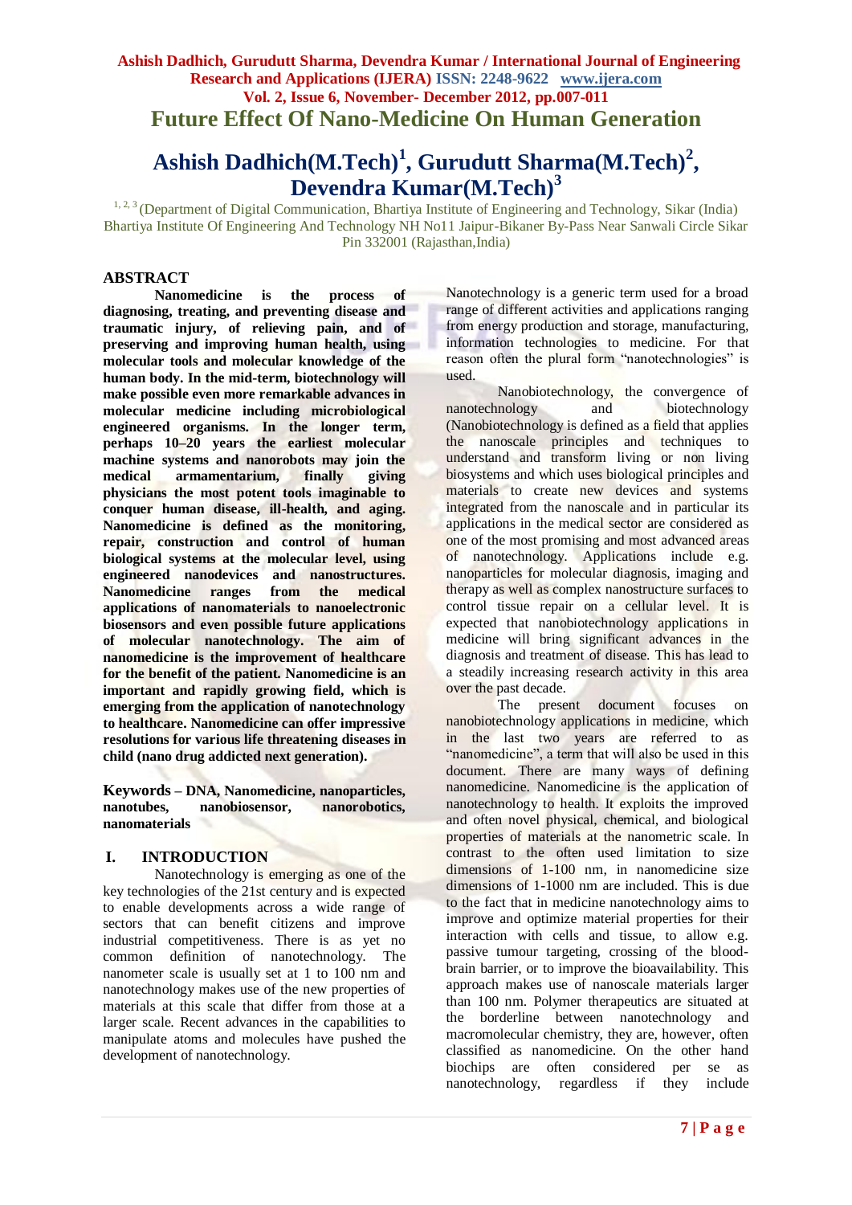# Future Effect Of Nano-Medicine On Human Generation

## Ashish Dadhich(M.Tech)[1], Gurudutt Sharma(M.Tech)[2], Devendra Kumar(M.Tech)[3]

[1, 2, 3] (Department of Digital Communication, Bhartiya Institute of Engineering and Technology, Sikar (India)
Bhartiya Institute Of Engineering And Technology NH No11 Jaipur-Bikaner By-Pass Near Sanwali Circle Sikar Pin 332001 (Rajasthan,India)

## ABSTRACT

**Nanomedicine is the process of diagnosing, treating, and preventing disease and traumatic injury, of relieving pain, and of preserving and improving human health, using molecular tools and molecular knowledge of the human body. In the mid-term, biotechnology will make possible even more remarkable advances in molecular medicine including microbiological engineered organisms. In the longer term, perhaps 10–20 years the earliest molecular machine systems and nanorobots may join the medical armamentarium, finally giving physicians the most potent tools imaginable to conquer human disease, ill-health, and aging. Nanomedicine is defined as the monitoring, repair, construction and control of human biological systems at the molecular level, using engineered nanodevices and nanostructures. Nanomedicine ranges from the medical applications of nanomaterials to nanoelectronic biosensors and even possible future applications of molecular nanotechnology. The aim of nanomedicine is the improvement of healthcare for the benefit of the patient. Nanomedicine is an important and rapidly growing field, which is emerging from the application of nanotechnology to healthcare. Nanomedicine can offer impressive resolutions for various life threatening diseases in child (nano drug addicted next generation).**

**Keywords** – **DNA, Nanomedicine, nanoparticles, nanotubes, nanobiosensor, nanorobotics, nanomaterials**

## I. INTRODUCTION

Nanotechnology is emerging as one of the key technologies of the 21st century and is expected to enable developments across a wide range of sectors that can benefit citizens and improve industrial competitiveness. There is as yet no common definition of nanotechnology. The nanometer scale is usually set at 1 to 100 nm and nanotechnology makes use of the new properties of materials at this scale that differ from those at a larger scale. Recent advances in the capabilities to manipulate atoms and molecules have pushed the development of nanotechnology.

Nanotechnology is a generic term used for a broad range of different activities and applications ranging from energy production and storage, manufacturing, information technologies to medicine. For that reason often the plural form "nanotechnologies" is used.

Nanobiotechnology, the convergence of nanotechnology and biotechnology (Nanobiotechnology is defined as a field that applies the nanoscale principles and techniques to understand and transform living or non living biosystems and which uses biological principles and materials to create new devices and systems integrated from the nanoscale and in particular its applications in the medical sector are considered as one of the most promising and most advanced areas of nanotechnology. Applications include e.g. nanoparticles for molecular diagnosis, imaging and therapy as well as complex nanostructure surfaces to control tissue repair on a cellular level. It is expected that nanobiotechnology applications in medicine will bring significant advances in the diagnosis and treatment of disease. This has lead to a steadily increasing research activity in this area over the past decade.

The present document focuses on nanobiotechnology applications in medicine, which in the last two years are referred to as "nanomedicine", a term that will also be used in this document. There are many ways of defining nanomedicine. Nanomedicine is the application of nanotechnology to health. It exploits the improved and often novel physical, chemical, and biological properties of materials at the nanometric scale. In contrast to the often used limitation to size dimensions of 1-100 nm, in nanomedicine size dimensions of 1-1000 nm are included. This is due to the fact that in medicine nanotechnology aims to improve and optimize material properties for their interaction with cells and tissue, to allow e.g. passive tumour targeting, crossing of the blood-brain barrier, or to improve the bioavailability. This approach makes use of nanoscale materials larger than 100 nm. Polymer therapeutics are situated at the borderline between nanotechnology and macromolecular chemistry, they are, however, often classified as nanomedicine. On the other hand biochips are often considered per se as nanotechnology, regardless if they include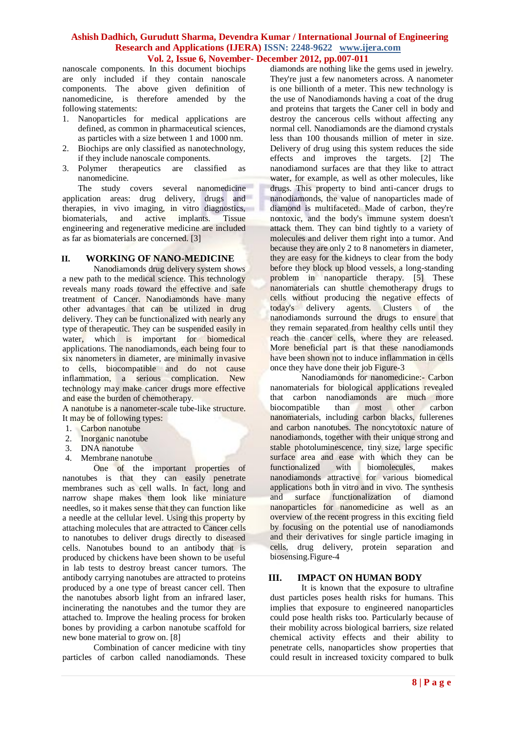nanoscale components. In this document biochips are only included if they contain nanoscale components. The above given definition of nanomedicine, is therefore amended by the following statements:

1. Nanoparticles for medical applications are defined, as common in pharmaceutical sciences, as particles with a size between 1 and 1000 nm.
2. Biochips are only classified as nanotechnology, if they include nanoscale components.
3. Polymer therapeutics are classified as nanomedicine.

The study covers several nanomedicine application areas: drug delivery, drugs and therapies, in vivo imaging, in vitro diagnostics, biomaterials, and active implants. Tissue engineering and regenerative medicine are included as far as biomaterials are concerned. [3]

## II. WORKING OF NANO-MEDICINE

Nanodiamonds drug delivery system shows a new path to the medical science. This technology reveals many roads toward the effective and safe treatment of Cancer. Nanodiamonds have many other advantages that can be utilized in drug delivery. They can be functionalized with nearly any type of therapeutic. They can be suspended easily in water, which is important for biomedical applications. The nanodiamonds, each being four to six nanometers in diameter, are minimally invasive to cells, biocompatible and do not cause inflammation, a serious complication. New technology may make cancer drugs more effective and ease the burden of chemotherapy.

A nanotube is a nanometer-scale tube-like structure. It may be of following types:

1. Carbon nanotube
2. Inorganic nanotube
3. DNA nanotube
4. Membrane nanotube

One of the important properties of nanotubes is that they can easily penetrate membranes such as cell walls. In fact, long and narrow shape makes them look like miniature needles, so it makes sense that they can function like a needle at the cellular level. Using this property by attaching molecules that are attracted to Cancer cells to nanotubes to deliver drugs directly to diseased cells. Nanotubes bound to an antibody that is produced by chickens have been shown to be useful in lab tests to destroy breast cancer tumors. The antibody carrying nanotubes are attracted to proteins produced by a one type of breast cancer cell. Then the nanotubes absorb light from an infrared laser, incinerating the nanotubes and the tumor they are attached to. Improve the healing process for broken bones by providing a carbon nanotube scaffold for new bone material to grow on. [8]

Combination of cancer medicine with tiny particles of carbon called nanodiamonds. These diamonds are nothing like the gems used in jewelry. They're just a few nanometers across. A nanometer is one billionth of a meter. This new technology is the use of Nanodiamonds having a coat of the drug and proteins that targets the Caner cell in body and destroy the cancerous cells without affecting any normal cell. Nanodiamonds are the diamond crystals less than 100 thousands million of meter in size. Delivery of drug using this system reduces the side effects and improves the targets. [2] The nanodiamond surfaces are that they like to attract water, for example, as well as other molecules, like drugs. This property to bind anti-cancer drugs to nanodiamonds, the value of nanoparticles made of diamond is multifaceted. Made of carbon, they're nontoxic, and the body's immune system doesn't attack them. They can bind tightly to a variety of molecules and deliver them right into a tumor. And because they are only 2 to 8 nanometers in diameter, they are easy for the kidneys to clear from the body before they block up blood vessels, a long-standing problem in nanoparticle therapy. [5] These nanomaterials can shuttle chemotherapy drugs to cells without producing the negative effects of today's delivery agents. Clusters of the nanodiamonds surround the drugs to ensure that they remain separated from healthy cells until they reach the cancer cells, where they are released. More beneficial part is that these nanodiamonds have been shown not to induce inflammation in cells once they have done their job Figure-3

Nanodiamonds for nanomedicine:- Carbon nanomaterials for biological applications revealed that carbon nanodiamonds are much more biocompatible than most other carbon nanomaterials, including carbon blacks, fullerenes and carbon nanotubes. The noncytotoxic nature of nanodiamonds, together with their unique strong and stable photoluminescence, tiny size, large specific surface area and ease with which they can be functionalized with biomolecules, makes nanodiamonds attractive for various biomedical applications both in vitro and in vivo. The synthesis and surface functionalization of diamond nanoparticles for nanomedicine as well as an overview of the recent progress in this exciting field by focusing on the potential use of nanodiamonds and their derivatives for single particle imaging in cells, drug delivery, protein separation and biosensing.Figure-4

## III. IMPACT ON HUMAN BODY

It is known that the exposure to ultrafine dust particles poses health risks for humans. This implies that exposure to engineered nanoparticles could pose health risks too. Particularly because of their mobility across biological barriers, size related chemical activity effects and their ability to penetrate cells, nanoparticles show properties that could result in increased toxicity compared to bulk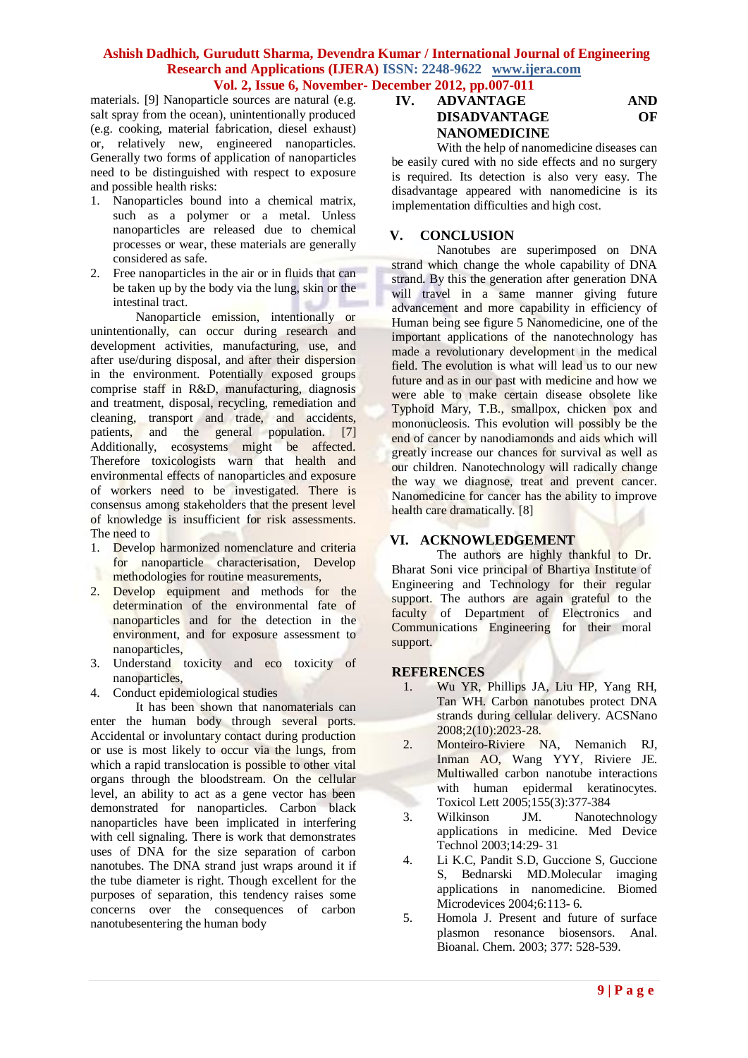materials. [9] Nanoparticle sources are natural (e.g. salt spray from the ocean), unintentionally produced (e.g. cooking, material fabrication, diesel exhaust) or, relatively new, engineered nanoparticles. Generally two forms of application of nanoparticles need to be distinguished with respect to exposure and possible health risks:

1. Nanoparticles bound into a chemical matrix, such as a polymer or a metal. Unless nanoparticles are released due to chemical processes or wear, these materials are generally considered as safe.
2. Free nanoparticles in the air or in fluids that can be taken up by the body via the lung, skin or the intestinal tract.

Nanoparticle emission, intentionally or unintentionally, can occur during research and development activities, manufacturing, use, and after use/during disposal, and after their dispersion in the environment. Potentially exposed groups comprise staff in R&D, manufacturing, diagnosis and treatment, disposal, recycling, remediation and cleaning, transport and trade, and accidents, patients, and the general population. [7] Additionally, ecosystems might be affected. Therefore toxicologists warn that health and environmental effects of nanoparticles and exposure of workers need to be investigated. There is consensus among stakeholders that the present level of knowledge is insufficient for risk assessments. The need to

1. Develop harmonized nomenclature and criteria for nanoparticle characterisation, Develop methodologies for routine measurements,
2. Develop equipment and methods for the determination of the environmental fate of nanoparticles and for the detection in the environment, and for exposure assessment to nanoparticles,
3. Understand toxicity and eco toxicity of nanoparticles,
4. Conduct epidemiological studies

It has been shown that nanomaterials can enter the human body through several ports. Accidental or involuntary contact during production or use is most likely to occur via the lungs, from which a rapid translocation is possible to other vital organs through the bloodstream. On the cellular level, an ability to act as a gene vector has been demonstrated for nanoparticles. Carbon black nanoparticles have been implicated in interfering with cell signaling. There is work that demonstrates uses of DNA for the separation of carbon nanotubes. The DNA strand just wraps around it if the tube diameter is right. Though excellent for the purposes of separation, this tendency raises some concerns over the consequences of carbon nanotubesentering the human body

## IV. ADVANTAGE AND DISADVANTAGE OF NANOMEDICINE

With the help of nanomedicine diseases can be easily cured with no side effects and no surgery is required. Its detection is also very easy. The disadvantage appeared with nanomedicine is its implementation difficulties and high cost.

## V. CONCLUSION

Nanotubes are superimposed on DNA strand which change the whole capability of DNA strand. By this the generation after generation DNA will travel in a same manner giving future advancement and more capability in efficiency of Human being see figure 5 Nanomedicine, one of the important applications of the nanotechnology has made a revolutionary development in the medical field. The evolution is what will lead us to our new future and as in our past with medicine and how we were able to make certain disease obsolete like Typhoid Mary, T.B., smallpox, chicken pox and mononucleosis. This evolution will possibly be the end of cancer by nanodiamonds and aids which will greatly increase our chances for survival as well as our children. Nanotechnology will radically change the way we diagnose, treat and prevent cancer. Nanomedicine for cancer has the ability to improve health care dramatically. [8]

## VI. ACKNOWLEDGEMENT

The authors are highly thankful to Dr. Bharat Soni vice principal of Bhartiya Institute of Engineering and Technology for their regular support. The authors are again grateful to the faculty of Department of Electronics and Communications Engineering for their moral support.

## REFERENCES

1. Wu YR, Phillips JA, Liu HP, Yang RH, Tan WH. Carbon nanotubes protect DNA strands during cellular delivery. ACSNano 2008;2(10):2023-28.
2. Monteiro-Riviere NA, Nemanich RJ, Inman AO, Wang YYY, Riviere JE. Multiwalled carbon nanotube interactions with human epidermal keratinocytes. Toxicol Lett 2005;155(3):377-384
3. Wilkinson JM. Nanotechnology applications in medicine. Med Device Technol 2003;14:29- 31
4. Li K.C, Pandit S.D, Guccione S, Guccione S, Bednarski MD.Molecular imaging applications in nanomedicine. Biomed Microdevices 2004;6:113- 6.
5. Homola J. Present and future of surface plasmon resonance biosensors. Anal. Bioanal. Chem. 2003; 377: 528-539.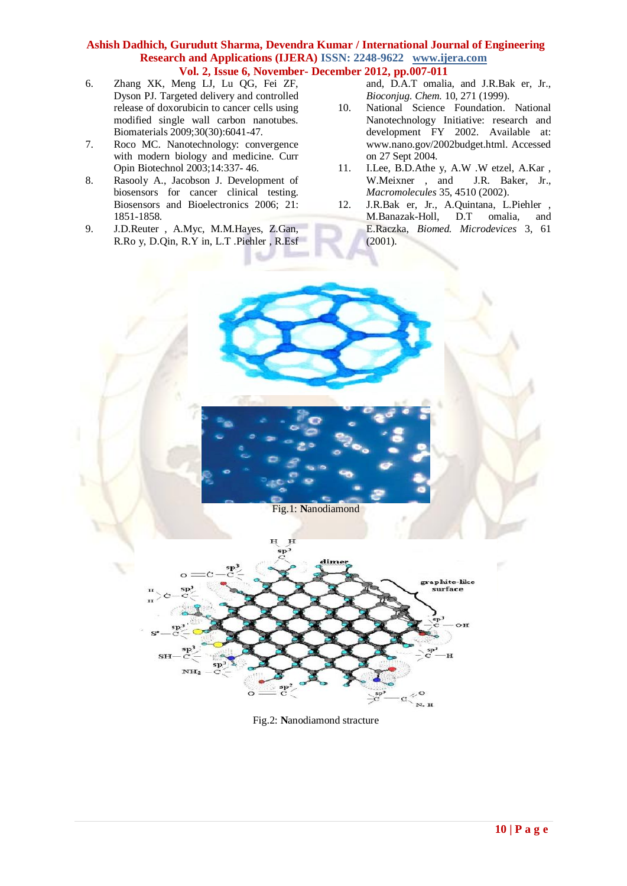6. Zhang XK, Meng LJ, Lu QG, Fei ZF, Dyson PJ. Targeted delivery and controlled release of doxorubicin to cancer cells using modified single wall carbon nanotubes. Biomaterials 2009;30(30):6041-47.
7. Roco MC. Nanotechnology: convergence with modern biology and medicine. Curr Opin Biotechnol 2003;14:337- 46.
8. Rasooly A., Jacobson J. Development of biosensors for cancer clinical testing. Biosensors and Bioelectronics 2006; 21: 1851-1858.
9. J.D.Reuter , A.Myc, M.M.Hayes, Z.Gan, R.Ro y, D.Qin, R.Y in, L.T .Piehler , R.Esf and, D.A.T omalia, and J.R.Bak er, Jr., *Bioconjug. Chem.* 10, 271 (1999).
10. National Science Foundation. National Nanotechnology Initiative: research and development FY 2002. Available at: www.nano.gov/2002budget.html. Accessed on 27 Sept 2004.
11. I.Lee, B.D.Athe y, A.W .W etzel, A.Kar , W.Meixner , and J.R. Baker, Jr., *Macromolecules* 35, 4510 (2002).
12. J.R.Bak er, Jr., A.Quintana, L.Piehler , M.Banazak-Holl, D.T omalia, and E.Raczka, *Biomed. Microdevices* 3, 61 (2001).

Fig.1: Nanodiamond

Fig.2: Nanodiamond stracture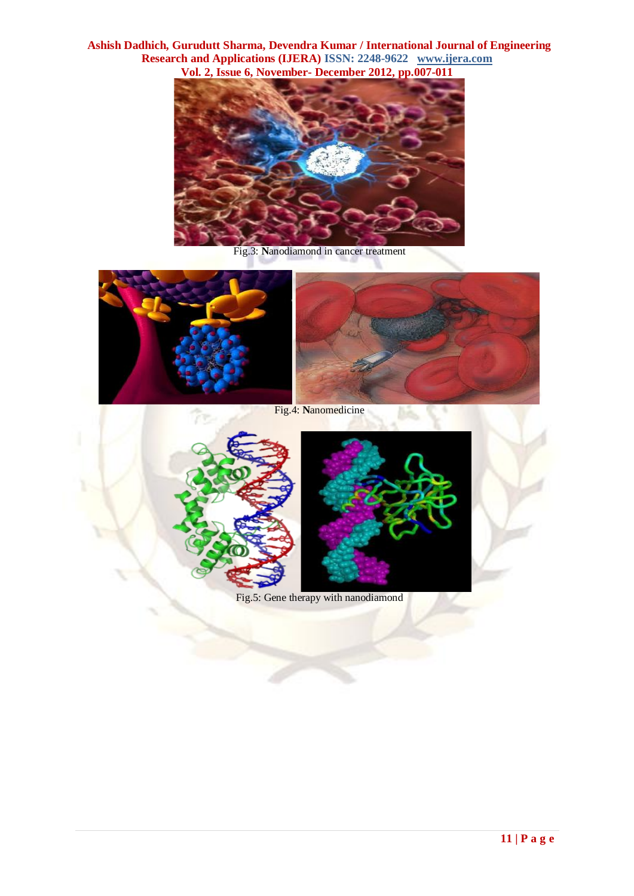Fig.3: Nanodiamond in cancer treatment

Fig.4: Nanomedicine

Fig.5: Gene therapy with nanodiamond